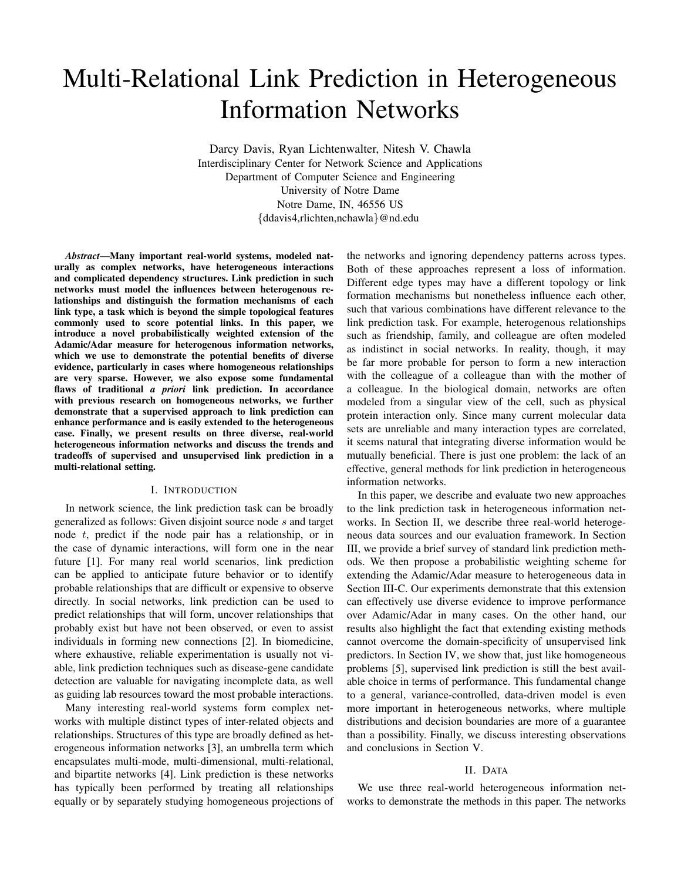# Multi-Relational Link Prediction in Heterogeneous Information Networks

Darcy Davis, Ryan Lichtenwalter, Nitesh V. Chawla
Interdisciplinary Center for Network Science and Applications
Department of Computer Science and Engineering
University of Notre Dame
Notre Dame, IN, 46556 US
{ddavis4,rlichten,nchawla}@nd.edu

***Abstract*—Many important real-world systems, modeled naturally as complex networks, have heterogeneous interactions and complicated dependency structures. Link prediction in such networks must model the influences between heterogenous relationships and distinguish the formation mechanisms of each link type, a task which is beyond the simple topological features commonly used to score potential links. In this paper, we introduce a novel probabilistically weighted extension of the Adamic/Adar measure for heterogenous information networks, which we use to demonstrate the potential benefits of diverse evidence, particularly in cases where homogeneous relationships are very sparse. However, we also expose some fundamental flaws of traditional *a priori* link prediction. In accordance with previous research on homogeneous networks, we further demonstrate that a supervised approach to link prediction can enhance performance and is easily extended to the heterogeneous case. Finally, we present results on three diverse, real-world heterogeneous information networks and discuss the trends and tradeoffs of supervised and unsupervised link prediction in a multi-relational setting.**

## I. Introduction

In network science, the link prediction task can be broadly generalized as follows: Given disjoint source node $s$ and target node $t$, predict if the node pair has a relationship, or in the case of dynamic interactions, will form one in the near future [1]. For many real world scenarios, link prediction can be applied to anticipate future behavior or to identify probable relationships that are difficult or expensive to observe directly. In social networks, link prediction can be used to predict relationships that will form, uncover relationships that probably exist but have not been observed, or even to assist individuals in forming new connections [2]. In biomedicine, where exhaustive, reliable experimentation is usually not viable, link prediction techniques such as disease-gene candidate detection are valuable for navigating incomplete data, as well as guiding lab resources toward the most probable interactions.

Many interesting real-world systems form complex networks with multiple distinct types of inter-related objects and relationships. Structures of this type are broadly defined as heterogeneous information networks [3], an umbrella term which encapsulates multi-mode, multi-dimensional, multi-relational, and bipartite networks [4]. Link prediction is these networks has typically been performed by treating all relationships equally or by separately studying homogeneous projections of the networks and ignoring dependency patterns across types. Both of these approaches represent a loss of information. Different edge types may have a different topology or link formation mechanisms but nonetheless influence each other, such that various combinations have different relevance to the link prediction task. For example, heterogenous relationships such as friendship, family, and colleague are often modeled as indistinct in social networks. In reality, though, it may be far more probable for person to form a new interaction with the colleague of a colleague than with the mother of a colleague. In the biological domain, networks are often modeled from a singular view of the cell, such as physical protein interaction only. Since many current molecular data sets are unreliable and many interaction types are correlated, it seems natural that integrating diverse information would be mutually beneficial. There is just one problem: the lack of an effective, general methods for link prediction in heterogeneous information networks.

In this paper, we describe and evaluate two new approaches to the link prediction task in heterogeneous information networks. In Section II, we describe three real-world heterogeneous data sources and our evaluation framework. In Section III, we provide a brief survey of standard link prediction methods. We then propose a probabilistic weighting scheme for extending the Adamic/Adar measure to heterogeneous data in Section III-C. Our experiments demonstrate that this extension can effectively use diverse evidence to improve performance over Adamic/Adar in many cases. On the other hand, our results also highlight the fact that extending existing methods cannot overcome the domain-specificity of unsupervised link predictors. In Section IV, we show that, just like homogeneous problems [5], supervised link prediction is still the best available choice in terms of performance. This fundamental change to a general, variance-controlled, data-driven model is even more important in heterogeneous networks, where multiple distributions and decision boundaries are more of a guarantee than a possibility. Finally, we discuss interesting observations and conclusions in Section V.

## II. Data

We use three real-world heterogeneous information networks to demonstrate the methods in this paper. The networks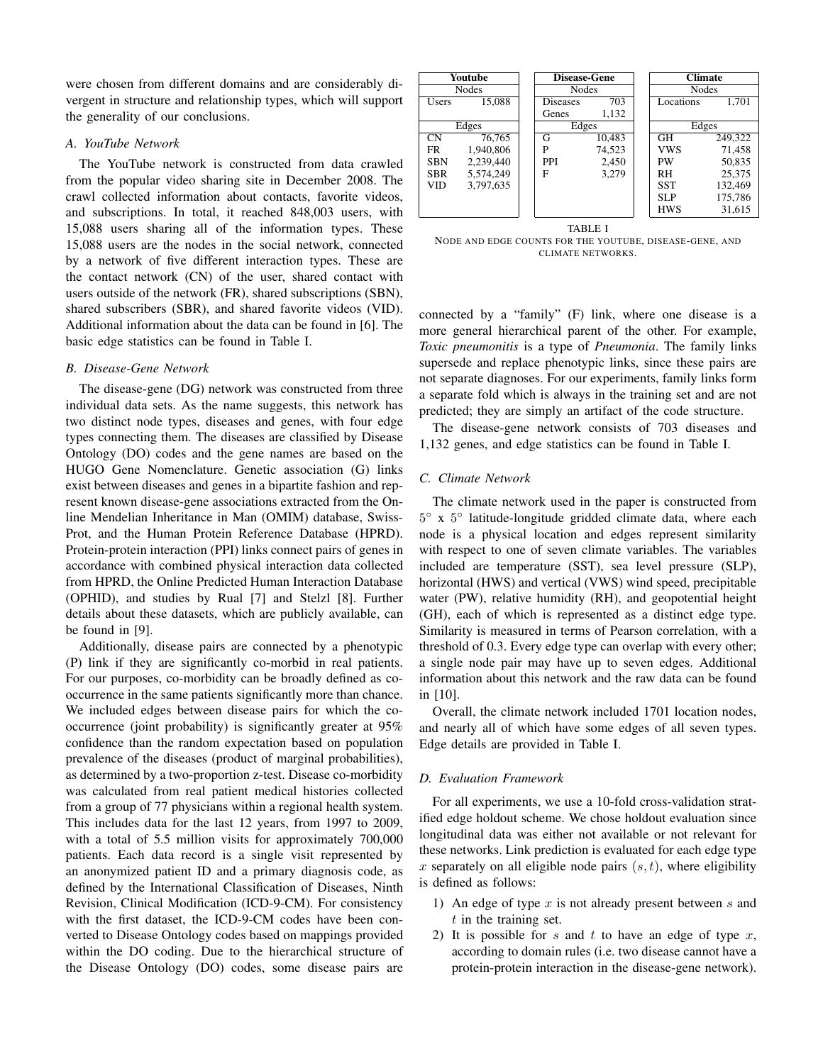were chosen from different domains and are considerably divergent in structure and relationship types, which will support the generality of our conclusions.

### A. YouTube Network

The YouTube network is constructed from data crawled from the popular video sharing site in December 2008. The crawl collected information about contacts, favorite videos, and subscriptions. In total, it reached 848,003 users, with 15,088 users sharing all of the information types. These 15,088 users are the nodes in the social network, connected by a network of five different interaction types. These are the contact network (CN) of the user, shared contact with users outside of the network (FR), shared subscriptions (SBN), shared subscribers (SBR), and shared favorite videos (VID). Additional information about the data can be found in [6]. The basic edge statistics can be found in Table I.

### B. Disease-Gene Network

The disease-gene (DG) network was constructed from three individual data sets. As the name suggests, this network has two distinct node types, diseases and genes, with four edge types connecting them. The diseases are classified by Disease Ontology (DO) codes and the gene names are based on the HUGO Gene Nomenclature. Genetic association (G) links exist between diseases and genes in a bipartite fashion and represent known disease-gene associations extracted from the Online Mendelian Inheritance in Man (OMIM) database, Swiss-Prot, and the Human Protein Reference Database (HPRD). Protein-protein interaction (PPI) links connect pairs of genes in accordance with combined physical interaction data collected from HPRD, the Online Predicted Human Interaction Database (OPHID), and studies by Rual [7] and Stelzl [8]. Further details about these datasets, which are publicly available, can be found in [9].

Additionally, disease pairs are connected by a phenotypic (P) link if they are significantly co-morbid in real patients. For our purposes, co-morbidity can be broadly defined as co-occurrence in the same patients significantly more than chance. We included edges between disease pairs for which the co-occurrence (joint probability) is significantly greater at 95% confidence than the random expectation based on population prevalence of the diseases (product of marginal probabilities), as determined by a two-proportion z-test. Disease co-morbidity was calculated from real patient medical histories collected from a group of 77 physicians within a regional health system. This includes data for the last 12 years, from 1997 to 2009, with a total of 5.5 million visits for approximately 700,000 patients. Each data record is a single visit represented by an anonymized patient ID and a primary diagnosis code, as defined by the International Classification of Diseases, Ninth Revision, Clinical Modification (ICD-9-CM). For consistency with the first dataset, the ICD-9-CM codes have been converted to Disease Ontology codes based on mappings provided within the DO coding. Due to the hierarchical structure of the Disease Ontology (DO) codes, some disease pairs are connected by a "family" (F) link, where one disease is a more general hierarchical parent of the other. For example, *Toxic pneumonitis* is a type of *Pneumonia*. The family links supersede and replace phenotypic links, since these pairs are not separate diagnoses. For our experiments, family links form a separate fold which is always in the training set and are not predicted; they are simply an artifact of the code structure.

The disease-gene network consists of 703 diseases and 1,132 genes, and edge statistics can be found in Table I.

| **Youtube** | | **Disease-Gene** | | **Climate** | |
|---|---|---|---|---|---|
| Nodes | | Nodes | | Nodes | |
| Users | 15,088 | Diseases | 703 | Locations | 1,701 |
| | | Genes | 1,132 | | |
| Edges | | Edges | | Edges | |
| CN | 76,765 | G | 10,483 | GH | 249,322 |
| FR | 1,940,806 | P | 74,523 | VWS | 71,458 |
| SBN | 2,239,440 | PPI | 2,450 | PW | 50,835 |
| SBR | 5,574,249 | F | 3,279 | RH | 25,375 |
| VID | 3,797,635 | | | SST | 132,469 |
| | | | | SLP | 175,786 |
| | | | | HWS | 31,615 |

TABLE I
NODE AND EDGE COUNTS FOR THE YOUTUBE, DISEASE-GENE, AND CLIMATE NETWORKS.

### C. Climate Network

The climate network used in the paper is constructed from $5^\circ$ x $5^\circ$ latitude-longitude gridded climate data, where each node is a physical location and edges represent similarity with respect to one of seven climate variables. The variables included are temperature (SST), sea level pressure (SLP), horizontal (HWS) and vertical (VWS) wind speed, precipitable water (PW), relative humidity (RH), and geopotential height (GH), each of which is represented as a distinct edge type. Similarity is measured in terms of Pearson correlation, with a threshold of 0.3. Every edge type can overlap with every other; a single node pair may have up to seven edges. Additional information about this network and the raw data can be found in [10].

Overall, the climate network included 1701 location nodes, and nearly all of which have some edges of all seven types. Edge details are provided in Table I.

### D. Evaluation Framework

For all experiments, we use a 10-fold cross-validation stratified edge holdout scheme. We chose holdout evaluation since longitudinal data was either not available or not relevant for these networks. Link prediction is evaluated for each edge type $x$ separately on all eligible node pairs $(s, t)$, where eligibility is defined as follows:

1) An edge of type $x$ is not already present between $s$ and $t$ in the training set.
2) It is possible for $s$ and $t$ to have an edge of type $x$, according to domain rules (i.e. two disease cannot have a protein-protein interaction in the disease-gene network).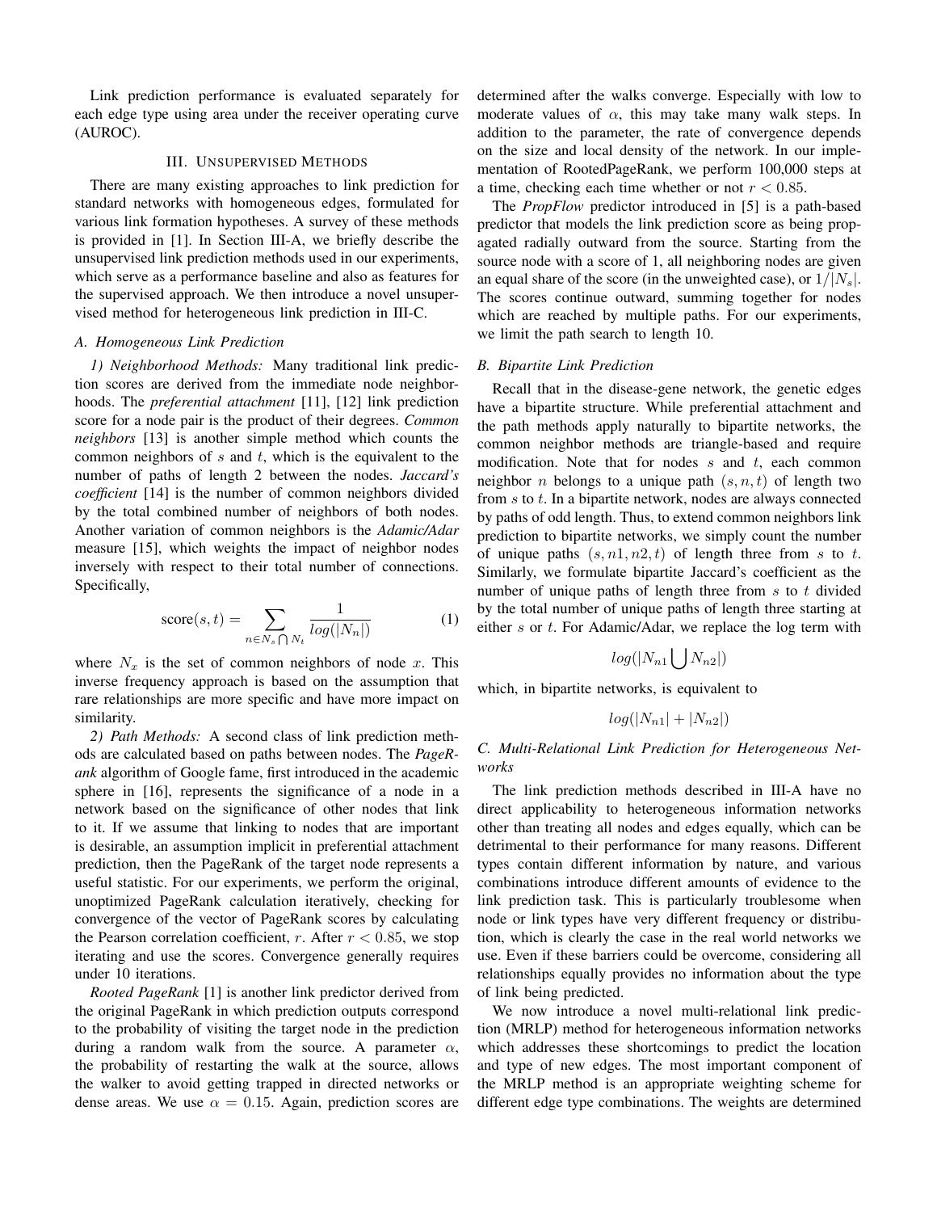Link prediction performance is evaluated separately for each edge type using area under the receiver operating curve (AUROC).

## III. Unsupervised Methods

There are many existing approaches to link prediction for standard networks with homogeneous edges, formulated for various link formation hypotheses. A survey of these methods is provided in [1]. In Section III-A, we briefly describe the unsupervised link prediction methods used in our experiments, which serve as a performance baseline and also as features for the supervised approach. We then introduce a novel unsupervised method for heterogeneous link prediction in III-C.

### A. Homogeneous Link Prediction

*1) Neighborhood Methods:* Many traditional link prediction scores are derived from the immediate node neighborhoods. The *preferential attachment* [11], [12] link prediction score for a node pair is the product of their degrees. *Common neighbors* [13] is another simple method which counts the common neighbors of $s$ and $t$, which is the equivalent to the number of paths of length 2 between the nodes. *Jaccard's coefficient* [14] is the number of common neighbors divided by the total combined number of neighbors of both nodes. Another variation of common neighbors is the *Adamic/Adar* measure [15], which weights the impact of neighbor nodes inversely with respect to their total number of connections. Specifically,

$$\text{score}(s,t) = \sum_{n \in N_s \bigcap N_t} \frac{1}{log(|N_n|)} \tag{1}$$

where $N_x$ is the set of common neighbors of node $x$. This inverse frequency approach is based on the assumption that rare relationships are more specific and have more impact on similarity.

*2) Path Methods:* A second class of link prediction methods are calculated based on paths between nodes. The *PageRank* algorithm of Google fame, first introduced in the academic sphere in [16], represents the significance of a node in a network based on the significance of other nodes that link to it. If we assume that linking to nodes that are important is desirable, an assumption implicit in preferential attachment prediction, then the PageRank of the target node represents a useful statistic. For our experiments, we perform the original, unoptimized PageRank calculation iteratively, checking for convergence of the vector of PageRank scores by calculating the Pearson correlation coefficient, $r$. After $r < 0.85$, we stop iterating and use the scores. Convergence generally requires under 10 iterations.

*Rooted PageRank* [1] is another link predictor derived from the original PageRank in which prediction outputs correspond to the probability of visiting the target node in the prediction during a random walk from the source. A parameter $\alpha$, the probability of restarting the walk at the source, allows the walker to avoid getting trapped in directed networks or dense areas. We use $\alpha = 0.15$. Again, prediction scores are determined after the walks converge. Especially with low to moderate values of $\alpha$, this may take many walk steps. In addition to the parameter, the rate of convergence depends on the size and local density of the network. In our implementation of RootedPageRank, we perform 100,000 steps at a time, checking each time whether or not $r < 0.85$.

The *PropFlow* predictor introduced in [5] is a path-based predictor that models the link prediction score as being propagated radially outward from the source. Starting from the source node with a score of 1, all neighboring nodes are given an equal share of the score (in the unweighted case), or $1/|N_s|$. The scores continue outward, summing together for nodes which are reached by multiple paths. For our experiments, we limit the path search to length 10.

### B. Bipartite Link Prediction

Recall that in the disease-gene network, the genetic edges have a bipartite structure. While preferential attachment and the path methods apply naturally to bipartite networks, the common neighbor methods are triangle-based and require modification. Note that for nodes $s$ and $t$, each common neighbor $n$ belongs to a unique path $(s, n, t)$ of length two from $s$ to $t$. In a bipartite network, nodes are always connected by paths of odd length. Thus, to extend common neighbors link prediction to bipartite networks, we simply count the number of unique paths $(s, n1, n2, t)$ of length three from $s$ to $t$. Similarly, we formulate bipartite Jaccard's coefficient as the number of unique paths of length three from $s$ to $t$ divided by the total number of unique paths of length three starting at either $s$ or $t$. For Adamic/Adar, we replace the log term with

$$log(|N_{n1} \bigcup N_{n2}|)$$

which, in bipartite networks, is equivalent to

$$log(|N_{n1}| + |N_{n2}|)$$

### C. Multi-Relational Link Prediction for Heterogeneous Networks

The link prediction methods described in III-A have no direct applicability to heterogeneous information networks other than treating all nodes and edges equally, which can be detrimental to their performance for many reasons. Different types contain different information by nature, and various combinations introduce different amounts of evidence to the link prediction task. This is particularly troublesome when node or link types have very different frequency or distribution, which is clearly the case in the real world networks we use. Even if these barriers could be overcome, considering all relationships equally provides no information about the type of link being predicted.

We now introduce a novel multi-relational link prediction (MRLP) method for heterogeneous information networks which addresses these shortcomings to predict the location and type of new edges. The most important component of the MRLP method is an appropriate weighting scheme for different edge type combinations. The weights are determined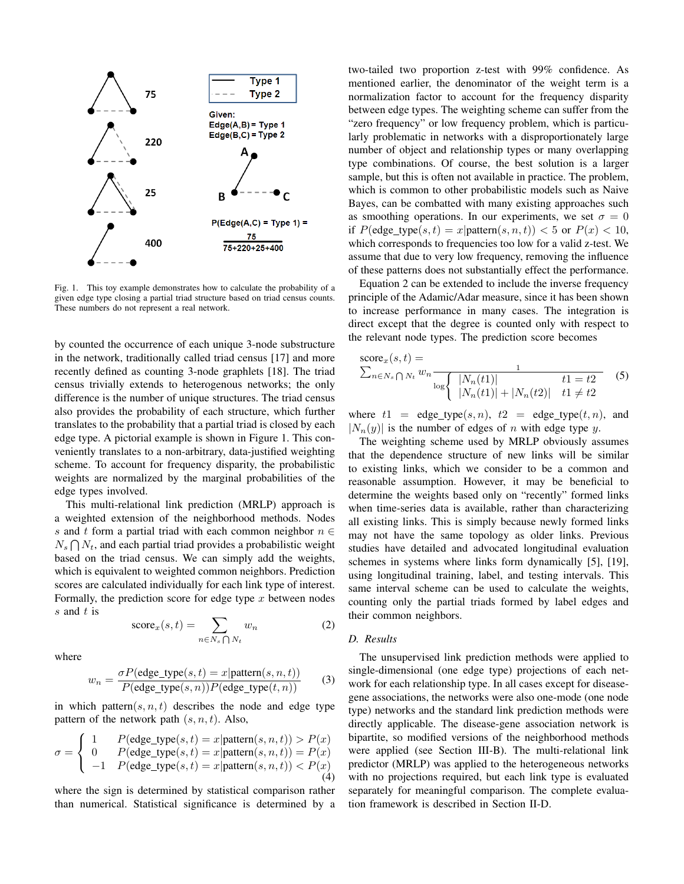Fig. 1. This toy example demonstrates how to calculate the probability of a given edge type closing a partial triad structure based on triad census counts. These numbers do not represent a real network.

by counted the occurrence of each unique 3-node substructure in the network, traditionally called triad census [17] and more recently defined as counting 3-node graphlets [18]. The triad census trivially extends to heterogenous networks; the only difference is the number of unique structures. The triad census also provides the probability of each structure, which further translates to the probability that a partial triad is closed by each edge type. A pictorial example is shown in Figure 1. This conveniently translates to a non-arbitrary, data-justified weighting scheme. To account for frequency disparity, the probabilistic weights are normalized by the marginal probabilities of the edge types involved.

This multi-relational link prediction (MRLP) approach is a weighted extension of the neighborhood methods. Nodes $s$ and $t$ form a partial triad with each common neighbor $n \in N_s \bigcap N_t$, and each partial triad provides a probabilistic weight based on the triad census. We can simply add the weights, which is equivalent to weighted common neighbors. Prediction scores are calculated individually for each link type of interest. Formally, the prediction score for edge type $x$ between nodes $s$ and $t$ is

$$\text{score}_x(s,t) = \sum_{n \in N_s \bigcap N_t} w_n \tag{2}$$

where

$$w_n = \frac{\sigma P(\text{edge\_type}(s,t) = x | \text{pattern}(s,n,t))}{P(\text{edge\_type}(s,n))P(\text{edge\_type}(t,n))} \tag{3}$$

in which pattern$(s,n,t)$ describes the node and edge type pattern of the network path $(s,n,t)$. Also,

$$\sigma = \begin{cases} 1 & P(\text{edge\_type}(s,t) = x | \text{pattern}(s,n,t)) > P(x) \\ 0 & P(\text{edge\_type}(s,t) = x | \text{pattern}(s,n,t)) = P(x) \\ -1 & P(\text{edge\_type}(s,t) = x | \text{pattern}(s,n,t)) < P(x) \end{cases} \tag{4}$$

where the sign is determined by statistical comparison rather than numerical. Statistical significance is determined by a two-tailed two proportion z-test with 99% confidence. As mentioned earlier, the denominator of the weight term is a normalization factor to account for the frequency disparity between edge types. The weighting scheme can suffer from the "zero frequency" or low frequency problem, which is particularly problematic in networks with a disproportionately large number of object and relationship types or many overlapping type combinations. Of course, the best solution is a larger sample, but this is often not available in practice. The problem, which is common to other probabilistic models such as Naive Bayes, can be combatted with many existing approaches such as smoothing operations. In our experiments, we set $\sigma = 0$ if $P(\text{edge\_type}(s,t) = x | \text{pattern}(s,n,t)) < 5$ or $P(x) < 10$, which corresponds to frequencies too low for a valid z-test. We assume that due to very low frequency, removing the influence of these patterns does not substantially effect the performance.

Equation 2 can be extended to include the inverse frequency principle of the Adamic/Adar measure, since it has been shown to increase performance in many cases. The integration is direct except that the degree is counted only with respect to the relevant node types. The prediction score becomes

$$\text{score}_x(s,t) = \sum_{n \in N_s \bigcap N_t} w_n \frac{1}{\log \begin{cases} |N_n(t1)| & t1 = t2 \\ |N_n(t1)| + |N_n(t2)| & t1 \neq t2 \end{cases}} \tag{5}$$

where $t1 = \text{edge\_type}(s,n)$, $t2 = \text{edge\_type}(t,n)$, and $|N_n(y)|$ is the number of edges of $n$ with edge type $y$.

The weighting scheme used by MRLP obviously assumes that the dependence structure of new links will be similar to existing links, which we consider to be a common and reasonable assumption. However, it may be beneficial to determine the weights based only on "recently" formed links when time-series data is available, rather than characterizing all existing links. This is simply because newly formed links may not have the same topology as older links. Previous studies have detailed and advocated longitudinal evaluation schemes in systems where links form dynamically [5], [19], using longitudinal training, label, and testing intervals. This same interval scheme can be used to calculate the weights, counting only the partial triads formed by label edges and their common neighbors.

### D. Results

The unsupervised link prediction methods were applied to single-dimensional (one edge type) projections of each network for each relationship type. In all cases except for disease-gene associations, the networks were also one-mode (one node type) networks and the standard link prediction methods were directly applicable. The disease-gene association network is bipartite, so modified versions of the neighborhood methods were applied (see Section III-B). The multi-relational link predictor (MRLP) was applied to the heterogeneous networks with no projections required, but each link type is evaluated separately for meaningful comparison. The complete evaluation framework is described in Section II-D.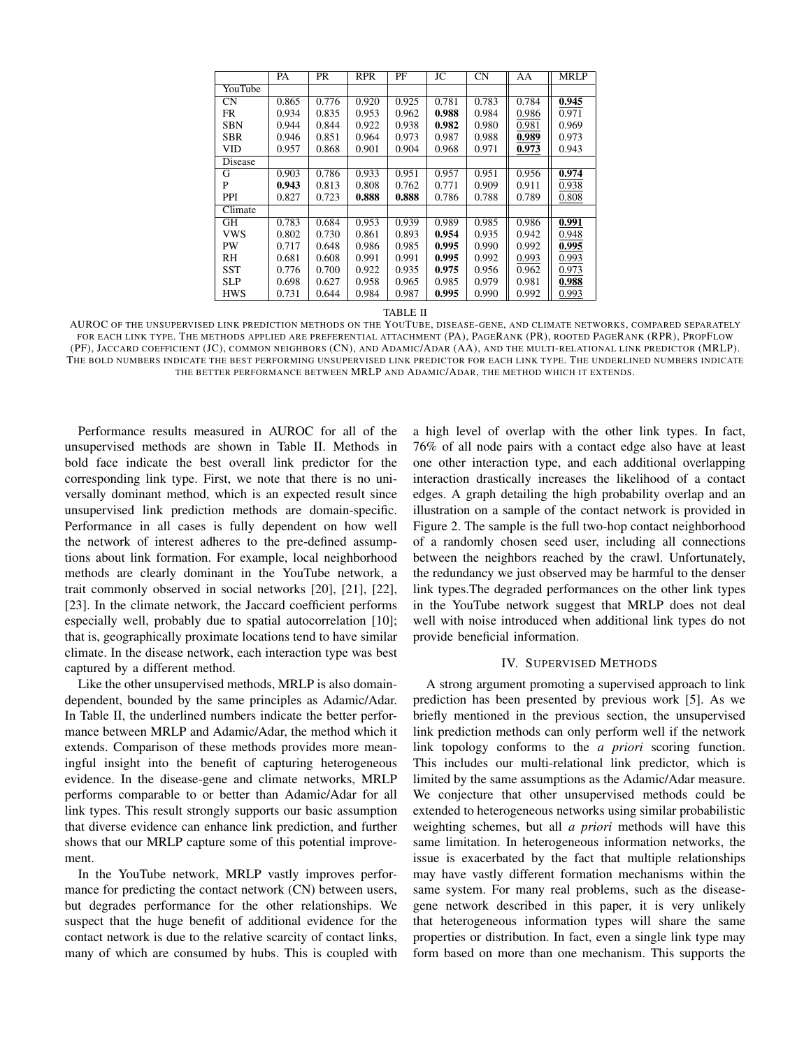|  | PA | PR | RPR | PF | JC | CN | AA | MRLP |
|---|---|---|---|---|---|---|---|---|
| YouTube |  |  |  |  |  |  |  |  |
| CN | 0.865 | 0.776 | 0.920 | 0.925 | 0.781 | 0.783 | 0.784 | **0.945** |
| FR | 0.934 | 0.835 | 0.953 | 0.962 | **0.988** | 0.984 | 0.986 | 0.971 |
| SBN | 0.944 | 0.844 | 0.922 | 0.938 | **0.982** | 0.980 | 0.981 | 0.969 |
| SBR | 0.946 | 0.851 | 0.964 | 0.973 | 0.987 | 0.988 | **0.989** | 0.973 |
| VID | 0.957 | 0.868 | 0.901 | 0.904 | 0.968 | 0.971 | **0.973** | 0.943 |
| Disease |  |  |  |  |  |  |  |  |
| G | 0.903 | 0.786 | 0.933 | 0.951 | 0.957 | 0.951 | 0.956 | **0.974** |
| P | **0.943** | 0.813 | 0.808 | 0.762 | 0.771 | 0.909 | 0.911 | 0.938 |
| PPI | 0.827 | 0.723 | **0.888** | **0.888** | 0.786 | 0.788 | 0.789 | 0.808 |
| Climate |  |  |  |  |  |  |  |  |
| GH | 0.783 | 0.684 | 0.953 | 0.939 | 0.989 | 0.985 | 0.986 | **0.991** |
| VWS | 0.802 | 0.730 | 0.861 | 0.893 | **0.954** | 0.935 | 0.942 | 0.948 |
| PW | 0.717 | 0.648 | 0.986 | 0.985 | **0.995** | 0.990 | 0.992 | **0.995** |
| RH | 0.681 | 0.608 | 0.991 | 0.991 | **0.995** | 0.992 | 0.993 | 0.993 |
| SST | 0.776 | 0.700 | 0.922 | 0.935 | **0.975** | 0.956 | 0.962 | 0.973 |
| SLP | 0.698 | 0.627 | 0.958 | 0.965 | 0.985 | 0.979 | 0.981 | **0.988** |
| HWS | 0.731 | 0.644 | 0.984 | 0.987 | **0.995** | 0.990 | 0.992 | 0.993 |

TABLE II

AUROC OF THE UNSUPERVISED LINK PREDICTION METHODS ON THE YOUTUBE, DISEASE-GENE, AND CLIMATE NETWORKS, COMPARED SEPARATELY FOR EACH LINK TYPE. THE METHODS APPLIED ARE PREFERENTIAL ATTACHMENT (PA), PAGERANK (PR), ROOTED PAGERANK (RPR), PROPFLOW (PF), JACCARD COEFFICIENT (JC), COMMON NEIGHBORS (CN), AND ADAMIC/ADAR (AA), AND THE MULTI-RELATIONAL LINK PREDICTOR (MRLP). THE BOLD NUMBERS INDICATE THE BEST PERFORMING UNSUPERVISED LINK PREDICTOR FOR EACH LINK TYPE. THE UNDERLINED NUMBERS INDICATE THE BETTER PERFORMANCE BETWEEN MRLP AND ADAMIC/ADAR, THE METHOD WHICH IT EXTENDS.

Performance results measured in AUROC for all of the unsupervised methods are shown in Table II. Methods in bold face indicate the best overall link predictor for the corresponding link type. First, we note that there is no universally dominant method, which is an expected result since unsupervised link prediction methods are domain-specific. Performance in all cases is fully dependent on how well the network of interest adheres to the pre-defined assumptions about link formation. For example, local neighborhood methods are clearly dominant in the YouTube network, a trait commonly observed in social networks [20], [21], [22], [23]. In the climate network, the Jaccard coefficient performs especially well, probably due to spatial autocorrelation [10]; that is, geographically proximate locations tend to have similar climate. In the disease network, each interaction type was best captured by a different method.

Like the other unsupervised methods, MRLP is also domain-dependent, bounded by the same principles as Adamic/Adar. In Table II, the underlined numbers indicate the better performance between MRLP and Adamic/Adar, the method which it extends. Comparison of these methods provides more meaningful insight into the benefit of capturing heterogeneous evidence. In the disease-gene and climate networks, MRLP performs comparable to or better than Adamic/Adar for all link types. This result strongly supports our basic assumption that diverse evidence can enhance link prediction, and further shows that our MRLP capture some of this potential improvement.

In the YouTube network, MRLP vastly improves performance for predicting the contact network (CN) between users, but degrades performance for the other relationships. We suspect that the huge benefit of additional evidence for the contact network is due to the relative scarcity of contact links, many of which are consumed by hubs. This is coupled with a high level of overlap with the other link types. In fact, 76% of all node pairs with a contact edge also have at least one other interaction type, and each additional overlapping interaction drastically increases the likelihood of a contact edges. A graph detailing the high probability overlap and an illustration on a sample of the contact network is provided in Figure 2. The sample is the full two-hop contact neighborhood of a randomly chosen seed user, including all connections between the neighbors reached by the crawl. Unfortunately, the redundancy we just observed may be harmful to the denser link types.The degraded performances on the other link types in the YouTube network suggest that MRLP does not deal well with noise introduced when additional link types do not provide beneficial information.

## IV. Supervised Methods

A strong argument promoting a supervised approach to link prediction has been presented by previous work [5]. As we briefly mentioned in the previous section, the unsupervised link prediction methods can only perform well if the network link topology conforms to the *a priori* scoring function. This includes our multi-relational link predictor, which is limited by the same assumptions as the Adamic/Adar measure. We conjecture that other unsupervised methods could be extended to heterogeneous networks using similar probabilistic weighting schemes, but all *a priori* methods will have this same limitation. In heterogeneous information networks, the issue is exacerbated by the fact that multiple relationships may have vastly different formation mechanisms within the same system. For many real problems, such as the disease-gene network described in this paper, it is very unlikely that heterogeneous information types will share the same properties or distribution. In fact, even a single link type may form based on more than one mechanism. This supports the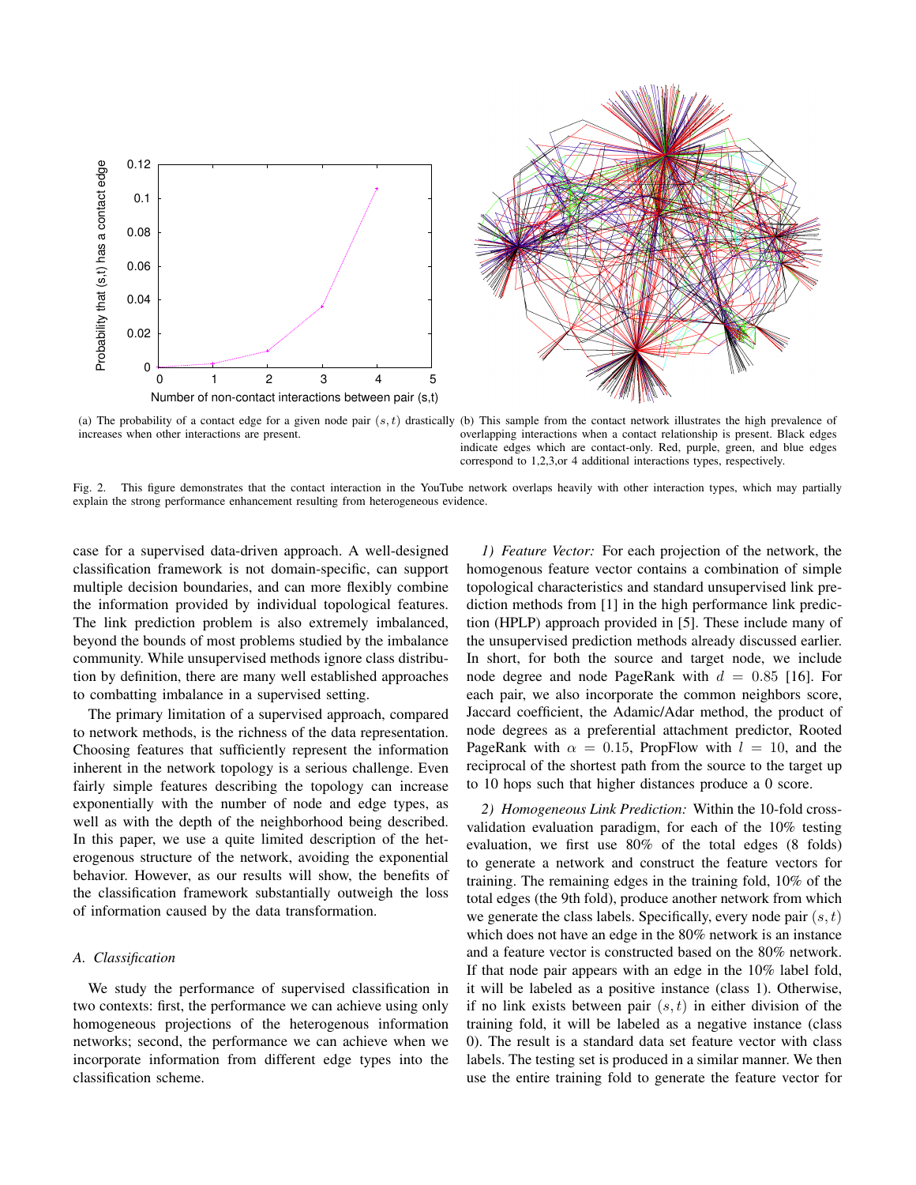(a) The probability of a contact edge for a given node pair $(s, t)$ drastically increases when other interactions are present.

(b) This sample from the contact network illustrates the high prevalence of overlapping interactions when a contact relationship is present. Black edges indicate edges which are contact-only. Red, purple, green, and blue edges correspond to 1,2,3,or 4 additional interactions types, respectively.

Fig. 2. This figure demonstrates that the contact interaction in the YouTube network overlaps heavily with other interaction types, which may partially explain the strong performance enhancement resulting from heterogeneous evidence.

case for a supervised data-driven approach. A well-designed classification framework is not domain-specific, can support multiple decision boundaries, and can more flexibly combine the information provided by individual topological features. The link prediction problem is also extremely imbalanced, beyond the bounds of most problems studied by the imbalance community. While unsupervised methods ignore class distribution by definition, there are many well established approaches to combatting imbalance in a supervised setting.

The primary limitation of a supervised approach, compared to network methods, is the richness of the data representation. Choosing features that sufficiently represent the information inherent in the network topology is a serious challenge. Even fairly simple features describing the topology can increase exponentially with the number of node and edge types, as well as with the depth of the neighborhood being described. In this paper, we use a quite limited description of the heterogeneous structure of the network, avoiding the exponential behavior. However, as our results will show, the benefits of the classification framework substantially outweigh the loss of information caused by the data transformation.

### A. Classification

We study the performance of supervised classification in two contexts: first, the performance we can achieve using only homogeneous projections of the heterogenous information networks; second, the performance we can achieve when we incorporate information from different edge types into the classification scheme.

*1) Feature Vector:* For each projection of the network, the homogenous feature vector contains a combination of simple topological characteristics and standard unsupervised link prediction methods from [1] in the high performance link prediction (HPLP) approach provided in [5]. These include many of the unsupervised prediction methods already discussed earlier. In short, for both the source and target node, we include node degree and node PageRank with $d = 0.85$ [16]. For each pair, we also incorporate the common neighbors score, Jaccard coefficient, the Adamic/Adar method, the product of node degrees as a preferential attachment predictor, Rooted PageRank with $\alpha = 0.15$, PropFlow with $l = 10$, and the reciprocal of the shortest path from the source to the target up to 10 hops such that higher distances produce a 0 score.

*2) Homogeneous Link Prediction:* Within the 10-fold cross-validation evaluation paradigm, for each of the 10% testing evaluation, we first use 80% of the total edges (8 folds) to generate a network and construct the feature vectors for training. The remaining edges in the training fold, 10% of the total edges (the 9th fold), produce another network from which we generate the class labels. Specifically, every node pair $(s, t)$ which does not have an edge in the 80% network is an instance and a feature vector is constructed based on the 80% network. If that node pair appears with an edge in the 10% label fold, it will be labeled as a positive instance (class 1). Otherwise, if no link exists between pair $(s, t)$ in either division of the training fold, it will be labeled as a negative instance (class 0). The result is a standard data set feature vector with class labels. The testing set is produced in a similar manner. We then use the entire training fold to generate the feature vector for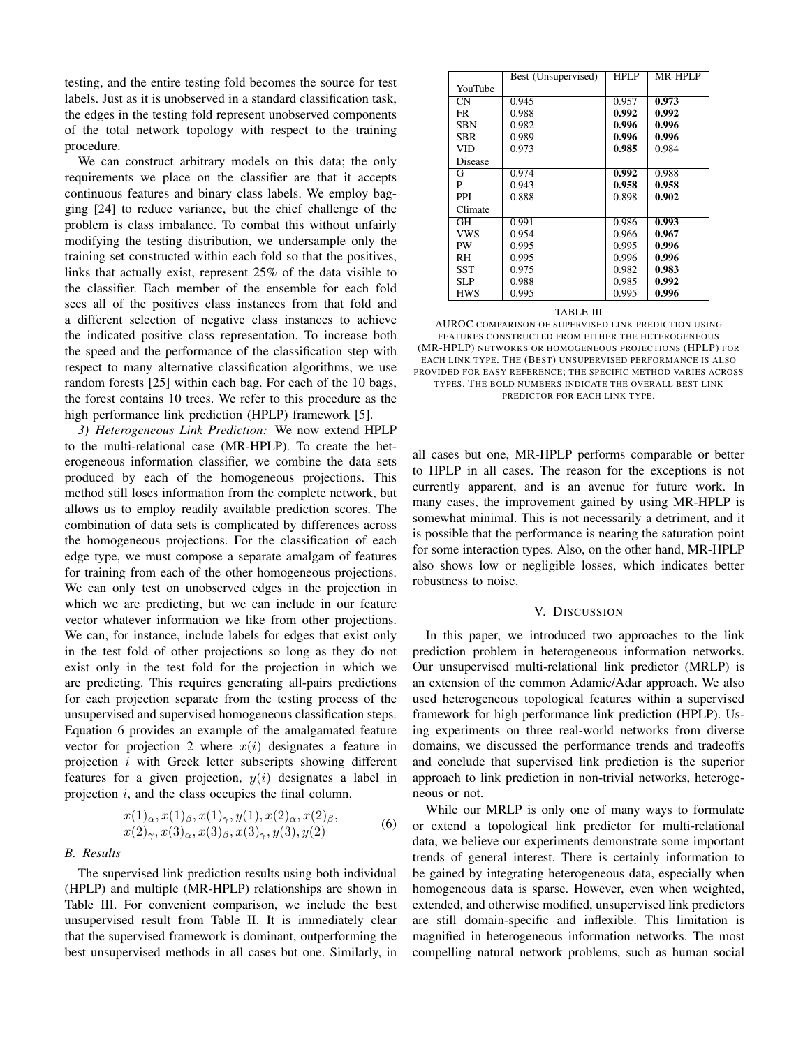testing, and the entire testing fold becomes the source for test labels. Just as it is unobserved in a standard classification task, the edges in the testing fold represent unobserved components of the total network topology with respect to the training procedure.

We can construct arbitrary models on this data; the only requirements we place on the classifier are that it accepts continuous features and binary class labels. We employ bagging [24] to reduce variance, but the chief challenge of the problem is class imbalance. To combat this without unfairly modifying the testing distribution, we undersample only the training set constructed within each fold so that the positives, links that actually exist, represent 25% of the data visible to the classifier. Each member of the ensemble for each fold sees all of the positives class instances from that fold and a different selection of negative class instances to achieve the indicated positive class representation. To increase both the speed and the performance of the classification step with respect to many alternative classification algorithms, we use random forests [25] within each bag. For each of the 10 bags, the forest contains 10 trees. We refer to this procedure as the high performance link prediction (HPLP) framework [5].

*3) Heterogeneous Link Prediction:* We now extend HPLP to the multi-relational case (MR-HPLP). To create the heterogeneous information classifier, we combine the data sets produced by each of the homogeneous projections. This method still loses information from the complete network, but allows us to employ readily available prediction scores. The combination of data sets is complicated by differences across the homogeneous projections. For the classification of each edge type, we must compose a separate amalgam of features for training from each of the other homogeneous projections. We can only test on unobserved edges in the projection in which we are predicting, but we can include in our feature vector whatever information we like from other projections. We can, for instance, include labels for edges that exist only in the test fold of other projections so long as they do not exist only in the test fold for the projection in which we are predicting. This requires generating all-pairs predictions for each projection separate from the testing process of the unsupervised and supervised homogeneous classification steps. Equation 6 provides an example of the amalgamated feature vector for projection 2 where $x(i)$ designates a feature in projection $i$ with Greek letter subscripts showing different features for a given projection, $y(i)$ designates a label in projection $i$, and the class occupies the final column.

$$\begin{aligned} &x(1)_\alpha, x(1)_\beta, x(1)_\gamma, y(1), x(2)_\alpha, x(2)_\beta, \\ &x(2)_\gamma, x(3)_\alpha, x(3)_\beta, x(3)_\gamma, y(3), y(2) \end{aligned} \tag{6}$$

### B. Results

The supervised link prediction results using both individual (HPLP) and multiple (MR-HPLP) relationships are shown in Table III. For convenient comparison, we include the best unsupervised result from Table II. It is immediately clear that the supervised framework is dominant, outperforming the best unsupervised methods in all cases but one. Similarly, in all cases but one, MR-HPLP performs comparable or better to HPLP in all cases. The reason for the exceptions is not currently apparent, and is an avenue for future work. In many cases, the improvement gained by using MR-HPLP is somewhat minimal. This is not necessarily a detriment, and it is possible that the performance is nearing the saturation point for some interaction types. Also, on the other hand, MR-HPLP also shows low or negligible losses, which indicates better robustness to noise.

| | Best (Unsupervised) | HPLP | MR-HPLP |
|---|---|---|---|
| YouTube | | | |
| CN | 0.945 | 0.957 | **0.973** |
| FR | 0.988 | **0.992** | **0.992** |
| SBN | 0.982 | **0.996** | **0.996** |
| SBR | 0.989 | **0.996** | **0.996** |
| VID | 0.973 | **0.985** | 0.984 |
| Disease | | | |
| G | 0.974 | **0.992** | 0.988 |
| P | 0.943 | **0.958** | **0.958** |
| PPI | 0.888 | 0.898 | **0.902** |
| Climate | | | |
| GH | 0.991 | 0.986 | **0.993** |
| VWS | 0.954 | 0.966 | **0.967** |
| PW | 0.995 | 0.995 | **0.996** |
| RH | 0.995 | 0.996 | **0.996** |
| SST | 0.975 | 0.982 | **0.983** |
| SLP | 0.988 | 0.985 | **0.992** |
| HWS | 0.995 | 0.995 | **0.996** |

TABLE III
AUROC COMPARISON OF SUPERVISED LINK PREDICTION USING FEATURES CONSTRUCTED FROM EITHER THE HETEROGENEOUS (MR-HPLP) NETWORKS OR HOMOGENEOUS PROJECTIONS (HPLP) FOR EACH LINK TYPE. THE (BEST) UNSUPERVISED PERFORMANCE IS ALSO PROVIDED FOR EASY REFERENCE; THE SPECIFIC METHOD VARIES ACROSS TYPES. THE BOLD NUMBERS INDICATE THE OVERALL BEST LINK PREDICTOR FOR EACH LINK TYPE.

## V. DISCUSSION

In this paper, we introduced two approaches to the link prediction problem in heterogeneous information networks. Our unsupervised multi-relational link predictor (MRLP) is an extension of the common Adamic/Adar approach. We also used heterogeneous topological features within a supervised framework for high performance link prediction (HPLP). Using experiments on three real-world networks from diverse domains, we discussed the performance trends and tradeoffs and conclude that supervised link prediction is the superior approach to link prediction in non-trivial networks, heterogeneous or not.

While our MRLP is only one of many ways to formulate or extend a topological link predictor for multi-relational data, we believe our experiments demonstrate some important trends of general interest. There is certainly information to be gained by integrating heterogeneous data, especially when homogeneous data is sparse. However, even when weighted, extended, and otherwise modified, unsupervised link predictors are still domain-specific and inflexible. This limitation is magnified in heterogeneous information networks. The most compelling natural network problems, such as human social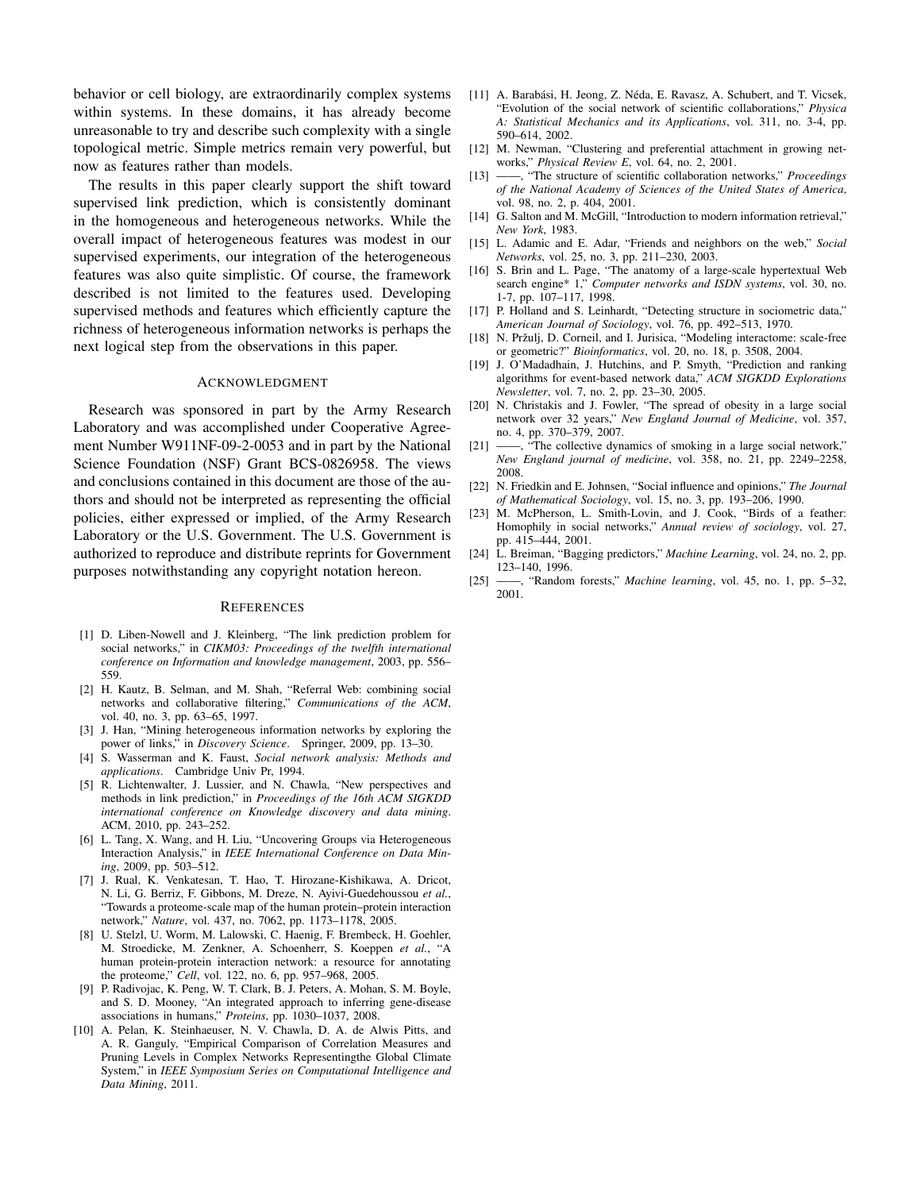behavior or cell biology, are extraordinarily complex systems within systems. In these domains, it has already become unreasonable to try and describe such complexity with a single topological metric. Simple metrics remain very powerful, but now as features rather than models.

The results in this paper clearly support the shift toward supervised link prediction, which is consistently dominant in the homogeneous and heterogeneous networks. While the overall impact of heterogeneous features was modest in our supervised experiments, our integration of the heterogeneous features was also quite simplistic. Of course, the framework described is not limited to the features used. Developing supervised methods and features which efficiently capture the richness of heterogeneous information networks is perhaps the next logical step from the observations in this paper.

## Acknowledgment

Research was sponsored in part by the Army Research Laboratory and was accomplished under Cooperative Agreement Number W911NF-09-2-0053 and in part by the National Science Foundation (NSF) Grant BCS-0826958. The views and conclusions contained in this document are those of the authors and should not be interpreted as representing the official policies, either expressed or implied, of the Army Research Laboratory or the U.S. Government. The U.S. Government is authorized to reproduce and distribute reprints for Government purposes notwithstanding any copyright notation hereon.

## References

[1] D. Liben-Nowell and J. Kleinberg, "The link prediction problem for social networks," in *CIKM03: Proceedings of the twelfth international conference on Information and knowledge management*, 2003, pp. 556–559.

[2] H. Kautz, B. Selman, and M. Shah, "Referral Web: combining social networks and collaborative filtering," *Communications of the ACM*, vol. 40, no. 3, pp. 63–65, 1997.

[3] J. Han, "Mining heterogeneous information networks by exploring the power of links," in *Discovery Science*. Springer, 2009, pp. 13–30.

[4] S. Wasserman and K. Faust, *Social network analysis: Methods and applications*. Cambridge Univ Pr, 1994.

[5] R. Lichtenwalter, J. Lussier, and N. Chawla, "New perspectives and methods in link prediction," in *Proceedings of the 16th ACM SIGKDD international conference on Knowledge discovery and data mining*. ACM, 2010, pp. 243–252.

[6] L. Tang, X. Wang, and H. Liu, "Uncovering Groups via Heterogeneous Interaction Analysis," in *IEEE International Conference on Data Mining*, 2009, pp. 503–512.

[7] J. Rual, K. Venkatesan, T. Hao, T. Hirozane-Kishikawa, A. Dricot, N. Li, G. Berriz, F. Gibbons, M. Dreze, N. Ayivi-Guedehoussou *et al.*, "Towards a proteome-scale map of the human protein–protein interaction network," *Nature*, vol. 437, no. 7062, pp. 1173–1178, 2005.

[8] U. Stelzl, U. Worm, M. Lalowski, C. Haenig, F. Brembeck, H. Goehler, M. Stroedicke, M. Zenkner, A. Schoenherr, S. Koeppen *et al.*, "A human protein-protein interaction network: a resource for annotating the proteome," *Cell*, vol. 122, no. 6, pp. 957–968, 2005.

[9] P. Radivojac, K. Peng, W. T. Clark, B. J. Peters, A. Mohan, S. M. Boyle, and S. D. Mooney, "An integrated approach to inferring gene-disease associations in humans," *Proteins*, pp. 1030–1037, 2008.

[10] A. Pelan, K. Steinhaeuser, N. V. Chawla, D. A. de Alwis Pitts, and A. R. Ganguly, "Empirical Comparison of Correlation Measures and Pruning Levels in Complex Networks Representingthe Global Climate System," in *IEEE Symposium Series on Computational Intelligence and Data Mining*, 2011.

[11] A. Barabási, H. Jeong, Z. Néda, E. Ravasz, A. Schubert, and T. Vicsek, "Evolution of the social network of scientific collaborations," *Physica A: Statistical Mechanics and its Applications*, vol. 311, no. 3-4, pp. 590–614, 2002.

[12] M. Newman, "Clustering and preferential attachment in growing networks," *Physical Review E*, vol. 64, no. 2, 2001.

[13] ——, "The structure of scientific collaboration networks," *Proceedings of the National Academy of Sciences of the United States of America*, vol. 98, no. 2, p. 404, 2001.

[14] G. Salton and M. McGill, "Introduction to modern information retrieval," *New York*, 1983.

[15] L. Adamic and E. Adar, "Friends and neighbors on the web," *Social Networks*, vol. 25, no. 3, pp. 211–230, 2003.

[16] S. Brin and L. Page, "The anatomy of a large-scale hypertextual Web search engine* 1," *Computer networks and ISDN systems*, vol. 30, no. 1-7, pp. 107–117, 1998.

[17] P. Holland and S. Leinhardt, "Detecting structure in sociometric data," *American Journal of Sociology*, vol. 76, pp. 492–513, 1970.

[18] N. Pržulj, D. Corneil, and I. Jurisica, "Modeling interactome: scale-free or geometric?" *Bioinformatics*, vol. 20, no. 18, p. 3508, 2004.

[19] J. O'Madadhain, J. Hutchins, and P. Smyth, "Prediction and ranking algorithms for event-based network data," *ACM SIGKDD Explorations Newsletter*, vol. 7, no. 2, pp. 23–30, 2005.

[20] N. Christakis and J. Fowler, "The spread of obesity in a large social network over 32 years," *New England Journal of Medicine*, vol. 357, no. 4, pp. 370–379, 2007.

[21] ——, "The collective dynamics of smoking in a large social network," *New England journal of medicine*, vol. 358, no. 21, pp. 2249–2258, 2008.

[22] N. Friedkin and E. Johnsen, "Social influence and opinions," *The Journal of Mathematical Sociology*, vol. 15, no. 3, pp. 193–206, 1990.

[23] M. McPherson, L. Smith-Lovin, and J. Cook, "Birds of a feather: Homophily in social networks," *Annual review of sociology*, vol. 27, pp. 415–444, 2001.

[24] L. Breiman, "Bagging predictors," *Machine Learning*, vol. 24, no. 2, pp. 123–140, 1996.

[25] ——, "Random forests," *Machine learning*, vol. 45, no. 1, pp. 5–32, 2001.